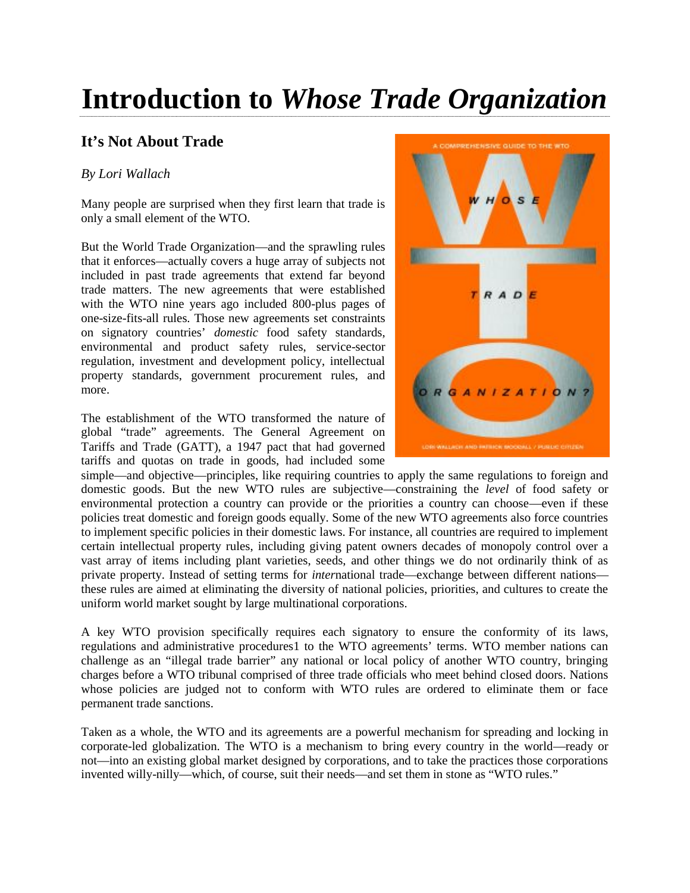# Introduction to *Whose Trade Organization*

## It's Not About Trade

*By Lori Wallach*

Many people are surprised when they first learn that trade is only a small element of the WTO.

But the World Trade Organization—and the sprawling rules that it enforces—actually covers a huge array of subjects not included in past trade agreements that extend far beyond trade matters. The new agreements that were established with the WTO nine years ago included 800-plus pages of one-size-fits-all rules. Those new agreements set constraints on signatory countries' *domestic* food safety standards, environmental and product safety rules, service-sector regulation, investment and development policy, intellectual property standards, government procurement rules, and more.

The establishment of the WTO transformed the nature of global "trade" agreements. The General Agreement on Tariffs and Trade (GATT), a 1947 pact that had governed tariffs and quotas on trade in goods, had included some simple—and objective—principles, like requiring countries to apply the same regulations to foreign and domestic goods. But the new WTO rules are subjective—constraining the *level* of food safety or environmental protection a country can provide or the priorities a country can choose—even if these policies treat domestic and foreign goods equally. Some of the new WTO agreements also force countries to implement specific policies in their domestic laws. For instance, all countries are required to implement certain intellectual property rules, including giving patent owners decades of monopoly control over a vast array of items including plant varieties, seeds, and other things we do not ordinarily think of as private property. Instead of setting terms for *inter*national trade—exchange between different nations—these rules are aimed at eliminating the diversity of national policies, priorities, and cultures to create the uniform world market sought by large multinational corporations.

A key WTO provision specifically requires each signatory to ensure the conformity of its laws, regulations and administrative procedures[1] to the WTO agreements' terms. WTO member nations can challenge as an "illegal trade barrier" any national or local policy of another WTO country, bringing charges before a WTO tribunal comprised of three trade officials who meet behind closed doors. Nations whose policies are judged not to conform with WTO rules are ordered to eliminate them or face permanent trade sanctions.

Taken as a whole, the WTO and its agreements are a powerful mechanism for spreading and locking in corporate-led globalization. The WTO is a mechanism to bring every country in the world—ready or not—into an existing global market designed by corporations, and to take the practices those corporations invented willy-nilly—which, of course, suit their needs—and set them in stone as "WTO rules."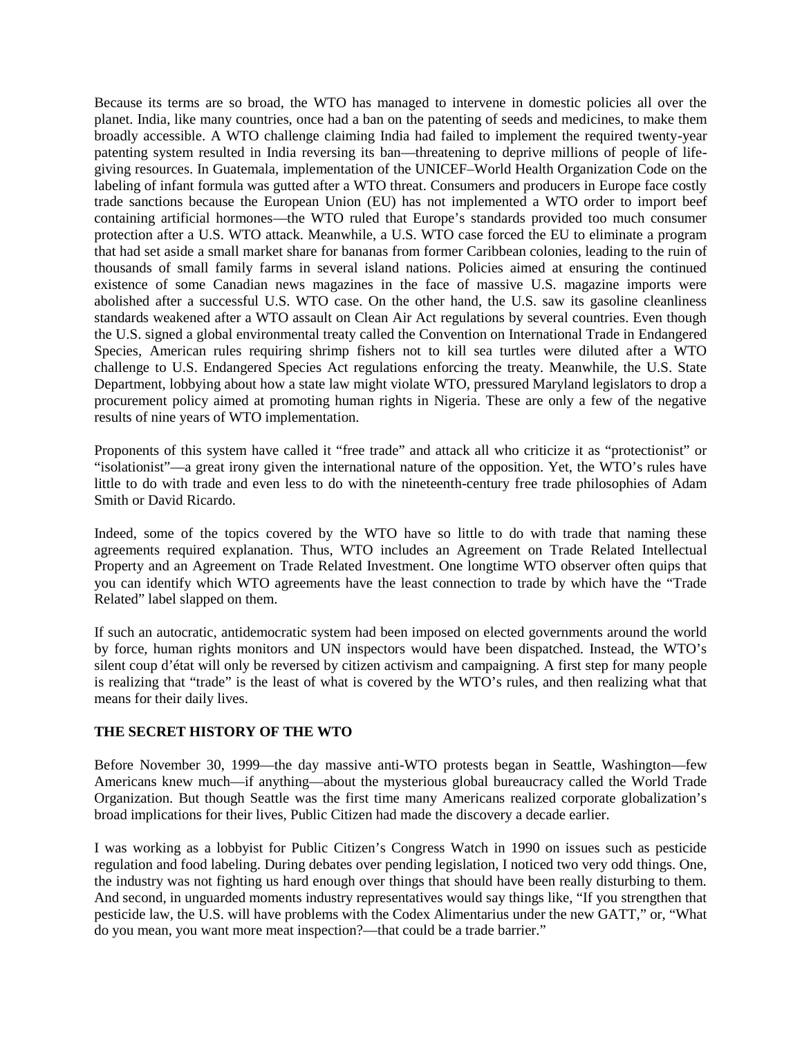Because its terms are so broad, the WTO has managed to intervene in domestic policies all over the planet. India, like many countries, once had a ban on the patenting of seeds and medicines, to make them broadly accessible. A WTO challenge claiming India had failed to implement the required twenty-year patenting system resulted in India reversing its ban—threatening to deprive millions of people of life-giving resources. In Guatemala, implementation of the UNICEF–World Health Organization Code on the labeling of infant formula was gutted after a WTO threat. Consumers and producers in Europe face costly trade sanctions because the European Union (EU) has not implemented a WTO order to import beef containing artificial hormones—the WTO ruled that Europe's standards provided too much consumer protection after a U.S. WTO attack. Meanwhile, a U.S. WTO case forced the EU to eliminate a program that had set aside a small market share for bananas from former Caribbean colonies, leading to the ruin of thousands of small family farms in several island nations. Policies aimed at ensuring the continued existence of some Canadian news magazines in the face of massive U.S. magazine imports were abolished after a successful U.S. WTO case. On the other hand, the U.S. saw its gasoline cleanliness standards weakened after a WTO assault on Clean Air Act regulations by several countries. Even though the U.S. signed a global environmental treaty called the Convention on International Trade in Endangered Species, American rules requiring shrimp fishers not to kill sea turtles were diluted after a WTO challenge to U.S. Endangered Species Act regulations enforcing the treaty. Meanwhile, the U.S. State Department, lobbying about how a state law might violate WTO, pressured Maryland legislators to drop a procurement policy aimed at promoting human rights in Nigeria. These are only a few of the negative results of nine years of WTO implementation.

Proponents of this system have called it "free trade" and attack all who criticize it as "protectionist" or "isolationist"—a great irony given the international nature of the opposition. Yet, the WTO's rules have little to do with trade and even less to do with the nineteenth-century free trade philosophies of Adam Smith or David Ricardo.

Indeed, some of the topics covered by the WTO have so little to do with trade that naming these agreements required explanation. Thus, WTO includes an Agreement on Trade Related Intellectual Property and an Agreement on Trade Related Investment. One longtime WTO observer often quips that you can identify which WTO agreements have the least connection to trade by which have the "Trade Related" label slapped on them.

If such an autocratic, antidemocratic system had been imposed on elected governments around the world by force, human rights monitors and UN inspectors would have been dispatched. Instead, the WTO's silent coup d'état will only be reversed by citizen activism and campaigning. A first step for many people is realizing that "trade" is the least of what is covered by the WTO's rules, and then realizing what that means for their daily lives.

## THE SECRET HISTORY OF THE WTO

Before November 30, 1999—the day massive anti-WTO protests began in Seattle, Washington—few Americans knew much—if anything—about the mysterious global bureaucracy called the World Trade Organization. But though Seattle was the first time many Americans realized corporate globalization's broad implications for their lives, Public Citizen had made the discovery a decade earlier.

I was working as a lobbyist for Public Citizen's Congress Watch in 1990 on issues such as pesticide regulation and food labeling. During debates over pending legislation, I noticed two very odd things. One, the industry was not fighting us hard enough over things that should have been really disturbing to them. And second, in unguarded moments industry representatives would say things like, "If you strengthen that pesticide law, the U.S. will have problems with the Codex Alimentarius under the new GATT," or, "What do you mean, you want more meat inspection?—that could be a trade barrier."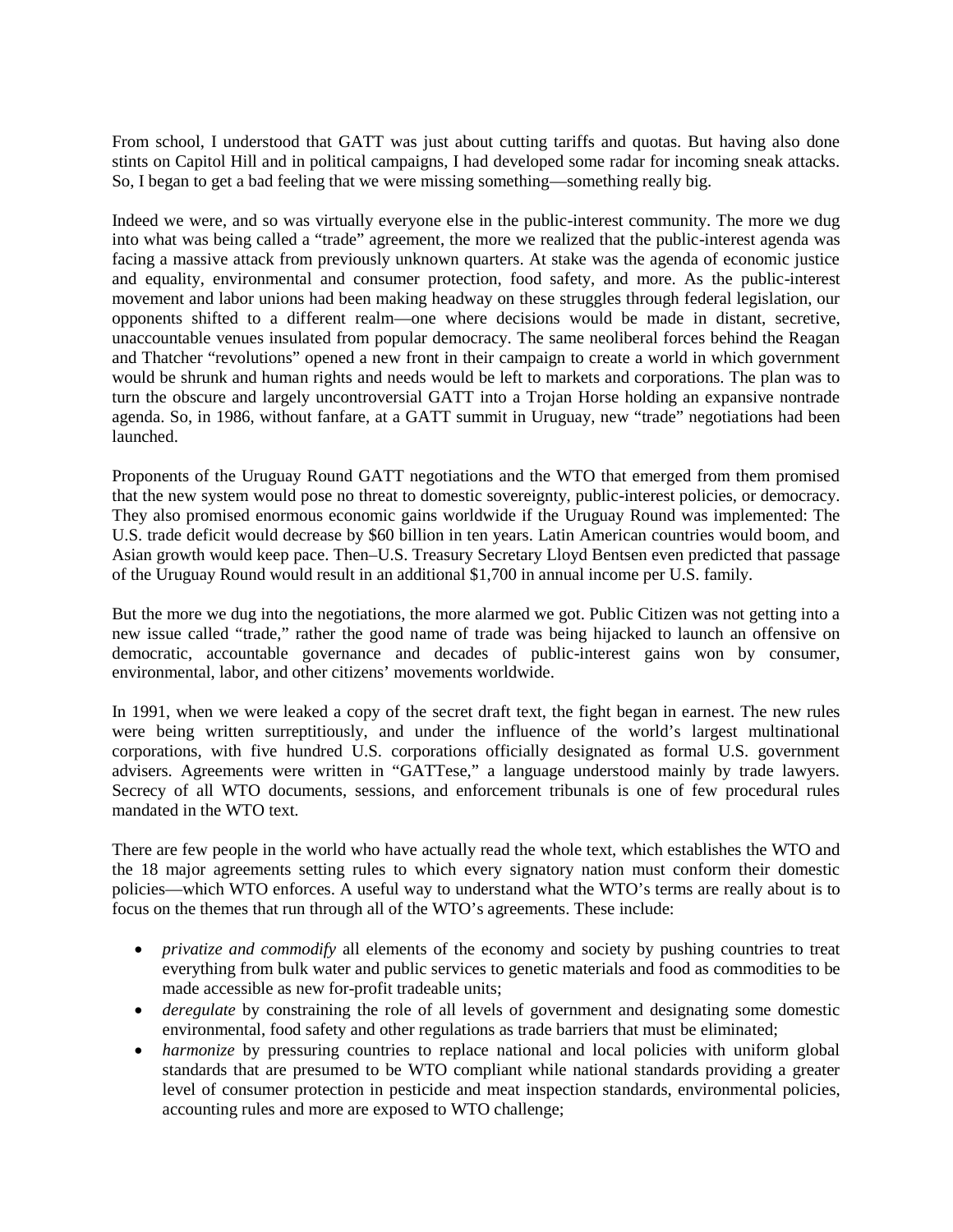From school, I understood that GATT was just about cutting tariffs and quotas. But having also done stints on Capitol Hill and in political campaigns, I had developed some radar for incoming sneak attacks. So, I began to get a bad feeling that we were missing something—something really big.

Indeed we were, and so was virtually everyone else in the public-interest community. The more we dug into what was being called a "trade" agreement, the more we realized that the public-interest agenda was facing a massive attack from previously unknown quarters. At stake was the agenda of economic justice and equality, environmental and consumer protection, food safety, and more. As the public-interest movement and labor unions had been making headway on these struggles through federal legislation, our opponents shifted to a different realm—one where decisions would be made in distant, secretive, unaccountable venues insulated from popular democracy. The same neoliberal forces behind the Reagan and Thatcher "revolutions" opened a new front in their campaign to create a world in which government would be shrunk and human rights and needs would be left to markets and corporations. The plan was to turn the obscure and largely uncontroversial GATT into a Trojan Horse holding an expansive nontrade agenda. So, in 1986, without fanfare, at a GATT summit in Uruguay, new "trade" negotiations had been launched.

Proponents of the Uruguay Round GATT negotiations and the WTO that emerged from them promised that the new system would pose no threat to domestic sovereignty, public-interest policies, or democracy. They also promised enormous economic gains worldwide if the Uruguay Round was implemented: The U.S. trade deficit would decrease by $60 billion in ten years. Latin American countries would boom, and Asian growth would keep pace. Then–U.S. Treasury Secretary Lloyd Bentsen even predicted that passage of the Uruguay Round would result in an additional $1,700 in annual income per U.S. family.

But the more we dug into the negotiations, the more alarmed we got. Public Citizen was not getting into a new issue called "trade," rather the good name of trade was being hijacked to launch an offensive on democratic, accountable governance and decades of public-interest gains won by consumer, environmental, labor, and other citizens' movements worldwide.

In 1991, when we were leaked a copy of the secret draft text, the fight began in earnest. The new rules were being written surreptitiously, and under the influence of the world's largest multinational corporations, with five hundred U.S. corporations officially designated as formal U.S. government advisers. Agreements were written in "GATTese," a language understood mainly by trade lawyers. Secrecy of all WTO documents, sessions, and enforcement tribunals is one of few procedural rules mandated in the WTO text.

There are few people in the world who have actually read the whole text, which establishes the WTO and the 18 major agreements setting rules to which every signatory nation must conform their domestic policies—which WTO enforces. A useful way to understand what the WTO's terms are really about is to focus on the themes that run through all of the WTO's agreements. These include:

- *privatize and commodify* all elements of the economy and society by pushing countries to treat everything from bulk water and public services to genetic materials and food as commodities to be made accessible as new for-profit tradeable units;
- *deregulate* by constraining the role of all levels of government and designating some domestic environmental, food safety and other regulations as trade barriers that must be eliminated;
- *harmonize* by pressuring countries to replace national and local policies with uniform global standards that are presumed to be WTO compliant while national standards providing a greater level of consumer protection in pesticide and meat inspection standards, environmental policies, accounting rules and more are exposed to WTO challenge;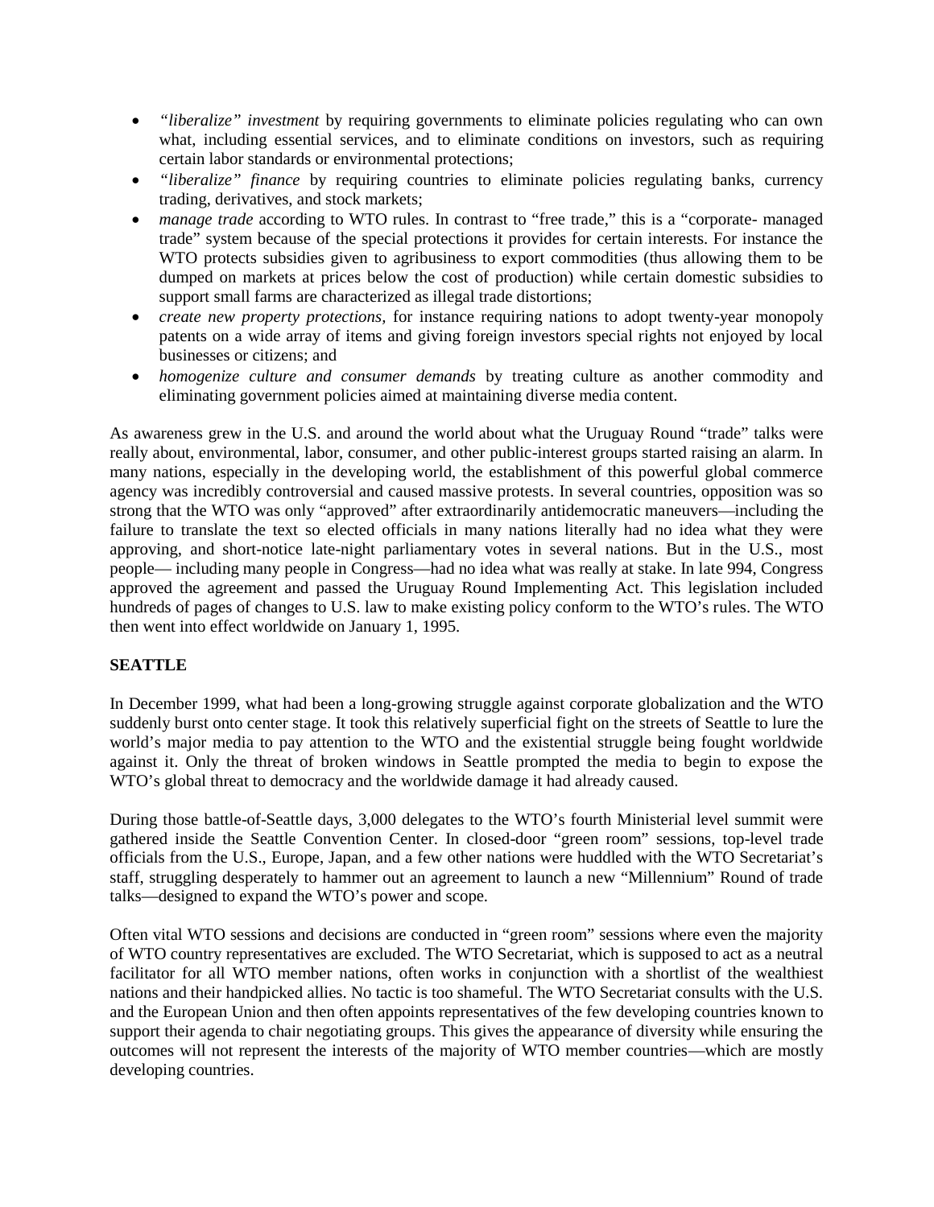- *"liberalize" investment* by requiring governments to eliminate policies regulating who can own what, including essential services, and to eliminate conditions on investors, such as requiring certain labor standards or environmental protections;
- *"liberalize" finance* by requiring countries to eliminate policies regulating banks, currency trading, derivatives, and stock markets;
- *manage trade* according to WTO rules. In contrast to "free trade," this is a "corporate- managed trade" system because of the special protections it provides for certain interests. For instance the WTO protects subsidies given to agribusiness to export commodities (thus allowing them to be dumped on markets at prices below the cost of production) while certain domestic subsidies to support small farms are characterized as illegal trade distortions;
- *create new property protections,* for instance requiring nations to adopt twenty-year monopoly patents on a wide array of items and giving foreign investors special rights not enjoyed by local businesses or citizens; and
- *homogenize culture and consumer demands* by treating culture as another commodity and eliminating government policies aimed at maintaining diverse media content.

As awareness grew in the U.S. and around the world about what the Uruguay Round "trade" talks were really about, environmental, labor, consumer, and other public-interest groups started raising an alarm. In many nations, especially in the developing world, the establishment of this powerful global commerce agency was incredibly controversial and caused massive protests. In several countries, opposition was so strong that the WTO was only "approved" after extraordinarily antidemocratic maneuvers—including the failure to translate the text so elected officials in many nations literally had no idea what they were approving, and short-notice late-night parliamentary votes in several nations. But in the U.S., most people— including many people in Congress—had no idea what was really at stake. In late 994, Congress approved the agreement and passed the Uruguay Round Implementing Act. This legislation included hundreds of pages of changes to U.S. law to make existing policy conform to the WTO's rules. The WTO then went into effect worldwide on January 1, 1995.

**SEATTLE**

In December 1999, what had been a long-growing struggle against corporate globalization and the WTO suddenly burst onto center stage. It took this relatively superficial fight on the streets of Seattle to lure the world's major media to pay attention to the WTO and the existential struggle being fought worldwide against it. Only the threat of broken windows in Seattle prompted the media to begin to expose the WTO's global threat to democracy and the worldwide damage it had already caused.

During those battle-of-Seattle days, 3,000 delegates to the WTO's fourth Ministerial level summit were gathered inside the Seattle Convention Center. In closed-door "green room" sessions, top-level trade officials from the U.S., Europe, Japan, and a few other nations were huddled with the WTO Secretariat's staff, struggling desperately to hammer out an agreement to launch a new "Millennium" Round of trade talks—designed to expand the WTO's power and scope.

Often vital WTO sessions and decisions are conducted in "green room" sessions where even the majority of WTO country representatives are excluded. The WTO Secretariat, which is supposed to act as a neutral facilitator for all WTO member nations, often works in conjunction with a shortlist of the wealthiest nations and their handpicked allies. No tactic is too shameful. The WTO Secretariat consults with the U.S. and the European Union and then often appoints representatives of the few developing countries known to support their agenda to chair negotiating groups. This gives the appearance of diversity while ensuring the outcomes will not represent the interests of the majority of WTO member countries—which are mostly developing countries.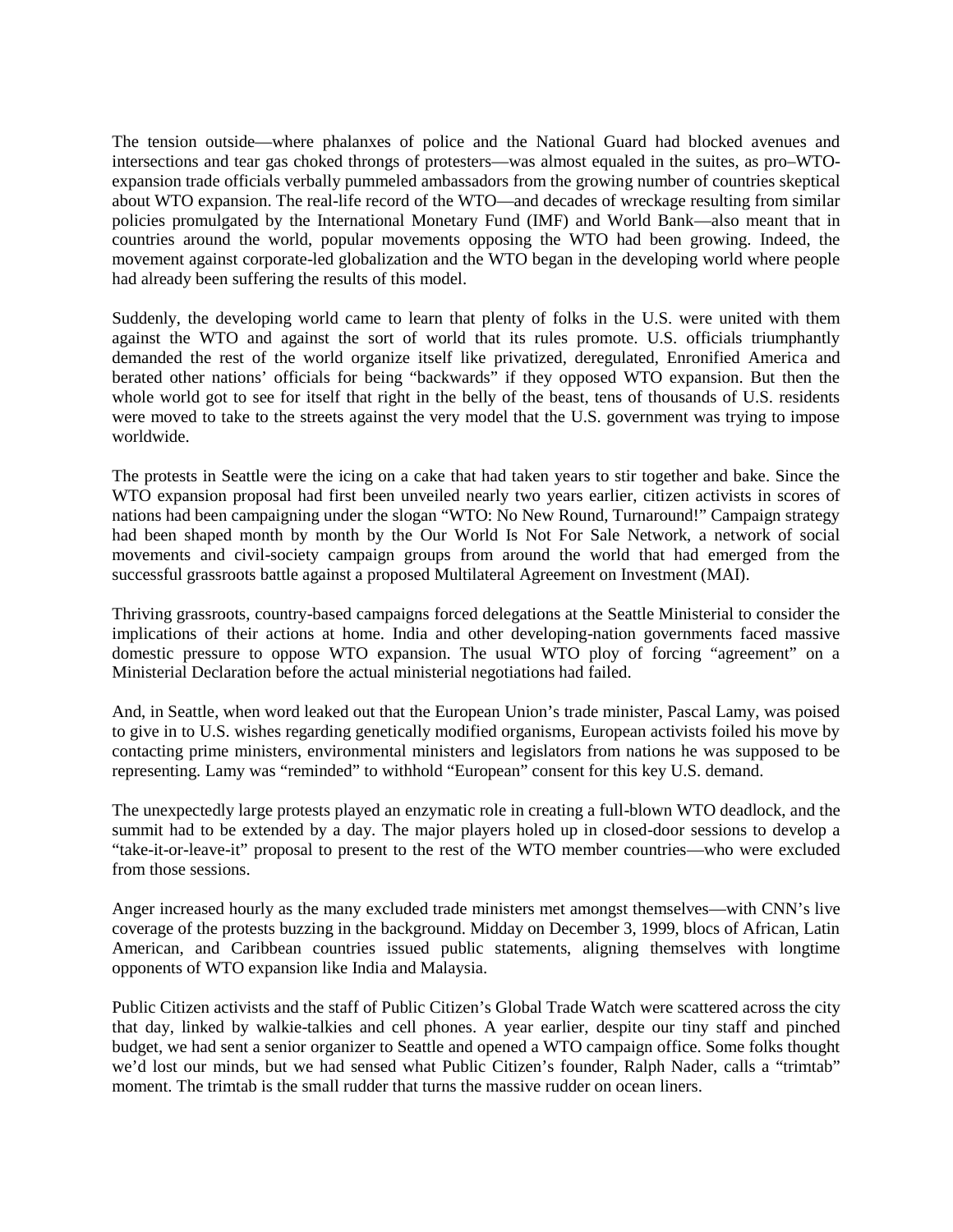The tension outside—where phalanxes of police and the National Guard had blocked avenues and intersections and tear gas choked throngs of protesters—was almost equaled in the suites, as pro–WTO-expansion trade officials verbally pummeled ambassadors from the growing number of countries skeptical about WTO expansion. The real-life record of the WTO—and decades of wreckage resulting from similar policies promulgated by the International Monetary Fund (IMF) and World Bank—also meant that in countries around the world, popular movements opposing the WTO had been growing. Indeed, the movement against corporate-led globalization and the WTO began in the developing world where people had already been suffering the results of this model.

Suddenly, the developing world came to learn that plenty of folks in the U.S. were united with them against the WTO and against the sort of world that its rules promote. U.S. officials triumphantly demanded the rest of the world organize itself like privatized, deregulated, Enronified America and berated other nations' officials for being "backwards" if they opposed WTO expansion. But then the whole world got to see for itself that right in the belly of the beast, tens of thousands of U.S. residents were moved to take to the streets against the very model that the U.S. government was trying to impose worldwide.

The protests in Seattle were the icing on a cake that had taken years to stir together and bake. Since the WTO expansion proposal had first been unveiled nearly two years earlier, citizen activists in scores of nations had been campaigning under the slogan "WTO: No New Round, Turnaround!" Campaign strategy had been shaped month by month by the Our World Is Not For Sale Network, a network of social movements and civil-society campaign groups from around the world that had emerged from the successful grassroots battle against a proposed Multilateral Agreement on Investment (MAI).

Thriving grassroots, country-based campaigns forced delegations at the Seattle Ministerial to consider the implications of their actions at home. India and other developing-nation governments faced massive domestic pressure to oppose WTO expansion. The usual WTO ploy of forcing "agreement" on a Ministerial Declaration before the actual ministerial negotiations had failed.

And, in Seattle, when word leaked out that the European Union's trade minister, Pascal Lamy, was poised to give in to U.S. wishes regarding genetically modified organisms, European activists foiled his move by contacting prime ministers, environmental ministers and legislators from nations he was supposed to be representing. Lamy was "reminded" to withhold "European" consent for this key U.S. demand.

The unexpectedly large protests played an enzymatic role in creating a full-blown WTO deadlock, and the summit had to be extended by a day. The major players holed up in closed-door sessions to develop a "take-it-or-leave-it" proposal to present to the rest of the WTO member countries—who were excluded from those sessions.

Anger increased hourly as the many excluded trade ministers met amongst themselves—with CNN's live coverage of the protests buzzing in the background. Midday on December 3, 1999, blocs of African, Latin American, and Caribbean countries issued public statements, aligning themselves with longtime opponents of WTO expansion like India and Malaysia.

Public Citizen activists and the staff of Public Citizen's Global Trade Watch were scattered across the city that day, linked by walkie-talkies and cell phones. A year earlier, despite our tiny staff and pinched budget, we had sent a senior organizer to Seattle and opened a WTO campaign office. Some folks thought we'd lost our minds, but we had sensed what Public Citizen's founder, Ralph Nader, calls a "trimtab" moment. The trimtab is the small rudder that turns the massive rudder on ocean liners.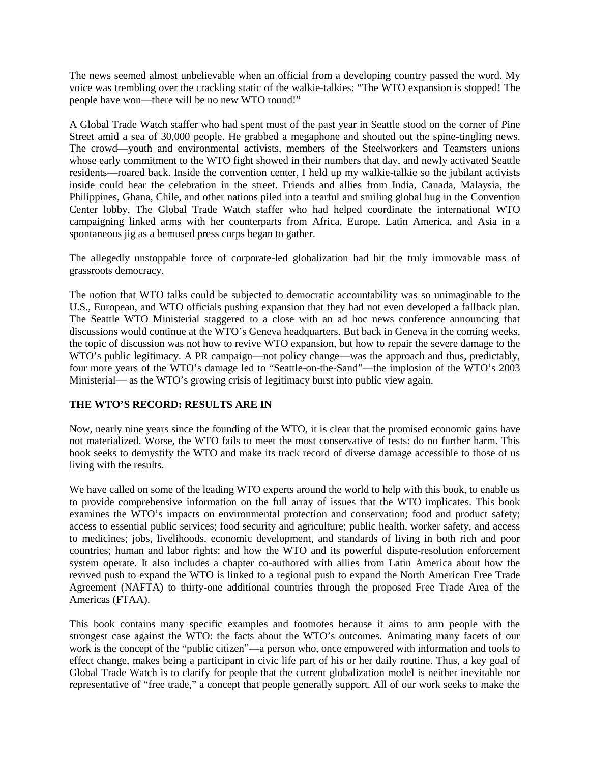The news seemed almost unbelievable when an official from a developing country passed the word. My voice was trembling over the crackling static of the walkie-talkies: "The WTO expansion is stopped! The people have won—there will be no new WTO round!"

A Global Trade Watch staffer who had spent most of the past year in Seattle stood on the corner of Pine Street amid a sea of 30,000 people. He grabbed a megaphone and shouted out the spine-tingling news. The crowd—youth and environmental activists, members of the Steelworkers and Teamsters unions whose early commitment to the WTO fight showed in their numbers that day, and newly activated Seattle residents—roared back. Inside the convention center, I held up my walkie-talkie so the jubilant activists inside could hear the celebration in the street. Friends and allies from India, Canada, Malaysia, the Philippines, Ghana, Chile, and other nations piled into a tearful and smiling global hug in the Convention Center lobby. The Global Trade Watch staffer who had helped coordinate the international WTO campaigning linked arms with her counterparts from Africa, Europe, Latin America, and Asia in a spontaneous jig as a bemused press corps began to gather.

The allegedly unstoppable force of corporate-led globalization had hit the truly immovable mass of grassroots democracy.

The notion that WTO talks could be subjected to democratic accountability was so unimaginable to the U.S., European, and WTO officials pushing expansion that they had not even developed a fallback plan. The Seattle WTO Ministerial staggered to a close with an ad hoc news conference announcing that discussions would continue at the WTO's Geneva headquarters. But back in Geneva in the coming weeks, the topic of discussion was not how to revive WTO expansion, but how to repair the severe damage to the WTO's public legitimacy. A PR campaign—not policy change—was the approach and thus, predictably, four more years of the WTO's damage led to "Seattle-on-the-Sand"—the implosion of the WTO's 2003 Ministerial— as the WTO's growing crisis of legitimacy burst into public view again.

## THE WTO'S RECORD: RESULTS ARE IN

Now, nearly nine years since the founding of the WTO, it is clear that the promised economic gains have not materialized. Worse, the WTO fails to meet the most conservative of tests: do no further harm. This book seeks to demystify the WTO and make its track record of diverse damage accessible to those of us living with the results.

We have called on some of the leading WTO experts around the world to help with this book, to enable us to provide comprehensive information on the full array of issues that the WTO implicates. This book examines the WTO's impacts on environmental protection and conservation; food and product safety; access to essential public services; food security and agriculture; public health, worker safety, and access to medicines; jobs, livelihoods, economic development, and standards of living in both rich and poor countries; human and labor rights; and how the WTO and its powerful dispute-resolution enforcement system operate. It also includes a chapter co-authored with allies from Latin America about how the revived push to expand the WTO is linked to a regional push to expand the North American Free Trade Agreement (NAFTA) to thirty-one additional countries through the proposed Free Trade Area of the Americas (FTAA).

This book contains many specific examples and footnotes because it aims to arm people with the strongest case against the WTO: the facts about the WTO's outcomes. Animating many facets of our work is the concept of the "public citizen"—a person who, once empowered with information and tools to effect change, makes being a participant in civic life part of his or her daily routine. Thus, a key goal of Global Trade Watch is to clarify for people that the current globalization model is neither inevitable nor representative of "free trade," a concept that people generally support. All of our work seeks to make the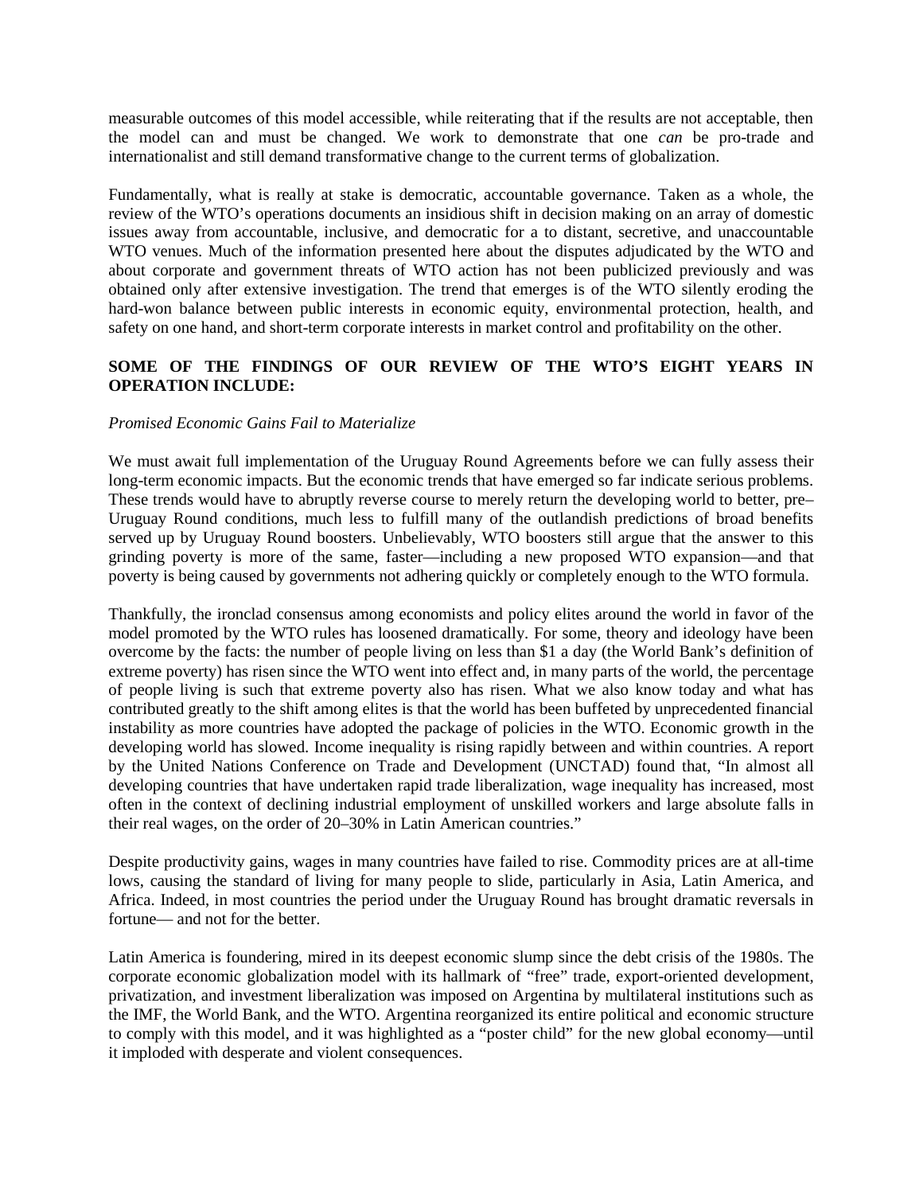measurable outcomes of this model accessible, while reiterating that if the results are not acceptable, then the model can and must be changed. We work to demonstrate that one *can* be pro-trade and internationalist and still demand transformative change to the current terms of globalization.

Fundamentally, what is really at stake is democratic, accountable governance. Taken as a whole, the review of the WTO's operations documents an insidious shift in decision making on an array of domestic issues away from accountable, inclusive, and democratic for a to distant, secretive, and unaccountable WTO venues. Much of the information presented here about the disputes adjudicated by the WTO and about corporate and government threats of WTO action has not been publicized previously and was obtained only after extensive investigation. The trend that emerges is of the WTO silently eroding the hard-won balance between public interests in economic equity, environmental protection, health, and safety on one hand, and short-term corporate interests in market control and profitability on the other.

**SOME OF THE FINDINGS OF OUR REVIEW OF THE WTO'S EIGHT YEARS IN OPERATION INCLUDE:**

*Promised Economic Gains Fail to Materialize*

We must await full implementation of the Uruguay Round Agreements before we can fully assess their long-term economic impacts. But the economic trends that have emerged so far indicate serious problems. These trends would have to abruptly reverse course to merely return the developing world to better, pre–Uruguay Round conditions, much less to fulfill many of the outlandish predictions of broad benefits served up by Uruguay Round boosters. Unbelievably, WTO boosters still argue that the answer to this grinding poverty is more of the same, faster—including a new proposed WTO expansion—and that poverty is being caused by governments not adhering quickly or completely enough to the WTO formula.

Thankfully, the ironclad consensus among economists and policy elites around the world in favor of the model promoted by the WTO rules has loosened dramatically. For some, theory and ideology have been overcome by the facts: the number of people living on less than $1 a day (the World Bank's definition of extreme poverty) has risen since the WTO went into effect and, in many parts of the world, the percentage of people living is such that extreme poverty also has risen. What we also know today and what has contributed greatly to the shift among elites is that the world has been buffeted by unprecedented financial instability as more countries have adopted the package of policies in the WTO. Economic growth in the developing world has slowed. Income inequality is rising rapidly between and within countries. A report by the United Nations Conference on Trade and Development (UNCTAD) found that, "In almost all developing countries that have undertaken rapid trade liberalization, wage inequality has increased, most often in the context of declining industrial employment of unskilled workers and large absolute falls in their real wages, on the order of 20–30% in Latin American countries."

Despite productivity gains, wages in many countries have failed to rise. Commodity prices are at all-time lows, causing the standard of living for many people to slide, particularly in Asia, Latin America, and Africa. Indeed, in most countries the period under the Uruguay Round has brought dramatic reversals in fortune— and not for the better.

Latin America is foundering, mired in its deepest economic slump since the debt crisis of the 1980s. The corporate economic globalization model with its hallmark of "free" trade, export-oriented development, privatization, and investment liberalization was imposed on Argentina by multilateral institutions such as the IMF, the World Bank, and the WTO. Argentina reorganized its entire political and economic structure to comply with this model, and it was highlighted as a "poster child" for the new global economy—until it imploded with desperate and violent consequences.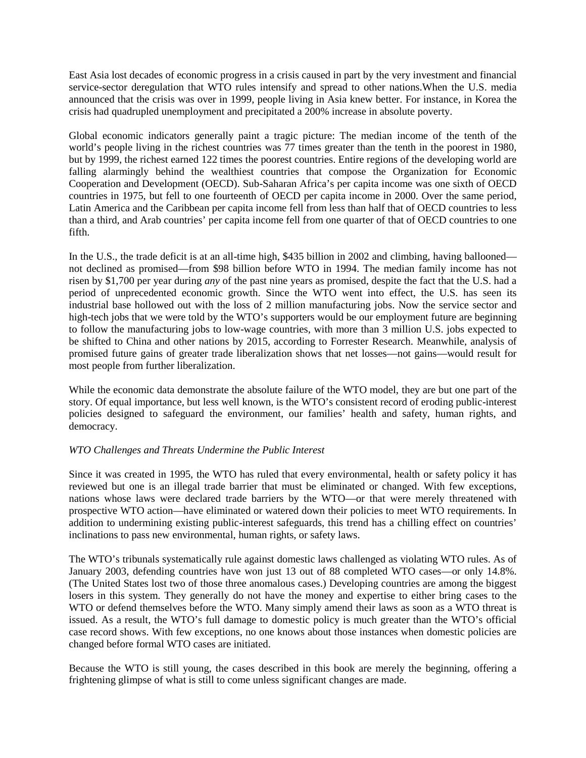East Asia lost decades of economic progress in a crisis caused in part by the very investment and financial service-sector deregulation that WTO rules intensify and spread to other nations.When the U.S. media announced that the crisis was over in 1999, people living in Asia knew better. For instance, in Korea the crisis had quadrupled unemployment and precipitated a 200% increase in absolute poverty.

Global economic indicators generally paint a tragic picture: The median income of the tenth of the world's people living in the richest countries was 77 times greater than the tenth in the poorest in 1980, but by 1999, the richest earned 122 times the poorest countries. Entire regions of the developing world are falling alarmingly behind the wealthiest countries that compose the Organization for Economic Cooperation and Development (OECD). Sub-Saharan Africa's per capita income was one sixth of OECD countries in 1975, but fell to one fourteenth of OECD per capita income in 2000. Over the same period, Latin America and the Caribbean per capita income fell from less than half that of OECD countries to less than a third, and Arab countries' per capita income fell from one quarter of that of OECD countries to one fifth.

In the U.S., the trade deficit is at an all-time high, $435 billion in 2002 and climbing, having ballooned—not declined as promised—from $98 billion before WTO in 1994. The median family income has not risen by $1,700 per year during *any* of the past nine years as promised, despite the fact that the U.S. had a period of unprecedented economic growth. Since the WTO went into effect, the U.S. has seen its industrial base hollowed out with the loss of 2 million manufacturing jobs. Now the service sector and high-tech jobs that we were told by the WTO's supporters would be our employment future are beginning to follow the manufacturing jobs to low-wage countries, with more than 3 million U.S. jobs expected to be shifted to China and other nations by 2015, according to Forrester Research. Meanwhile, analysis of promised future gains of greater trade liberalization shows that net losses—not gains—would result for most people from further liberalization.

While the economic data demonstrate the absolute failure of the WTO model, they are but one part of the story. Of equal importance, but less well known, is the WTO's consistent record of eroding public-interest policies designed to safeguard the environment, our families' health and safety, human rights, and democracy.

*WTO Challenges and Threats Undermine the Public Interest*

Since it was created in 1995, the WTO has ruled that every environmental, health or safety policy it has reviewed but one is an illegal trade barrier that must be eliminated or changed. With few exceptions, nations whose laws were declared trade barriers by the WTO—or that were merely threatened with prospective WTO action—have eliminated or watered down their policies to meet WTO requirements. In addition to undermining existing public-interest safeguards, this trend has a chilling effect on countries' inclinations to pass new environmental, human rights, or safety laws.

The WTO's tribunals systematically rule against domestic laws challenged as violating WTO rules. As of January 2003, defending countries have won just 13 out of 88 completed WTO cases—or only 14.8%. (The United States lost two of those three anomalous cases.) Developing countries are among the biggest losers in this system. They generally do not have the money and expertise to either bring cases to the WTO or defend themselves before the WTO. Many simply amend their laws as soon as a WTO threat is issued. As a result, the WTO's full damage to domestic policy is much greater than the WTO's official case record shows. With few exceptions, no one knows about those instances when domestic policies are changed before formal WTO cases are initiated.

Because the WTO is still young, the cases described in this book are merely the beginning, offering a frightening glimpse of what is still to come unless significant changes are made.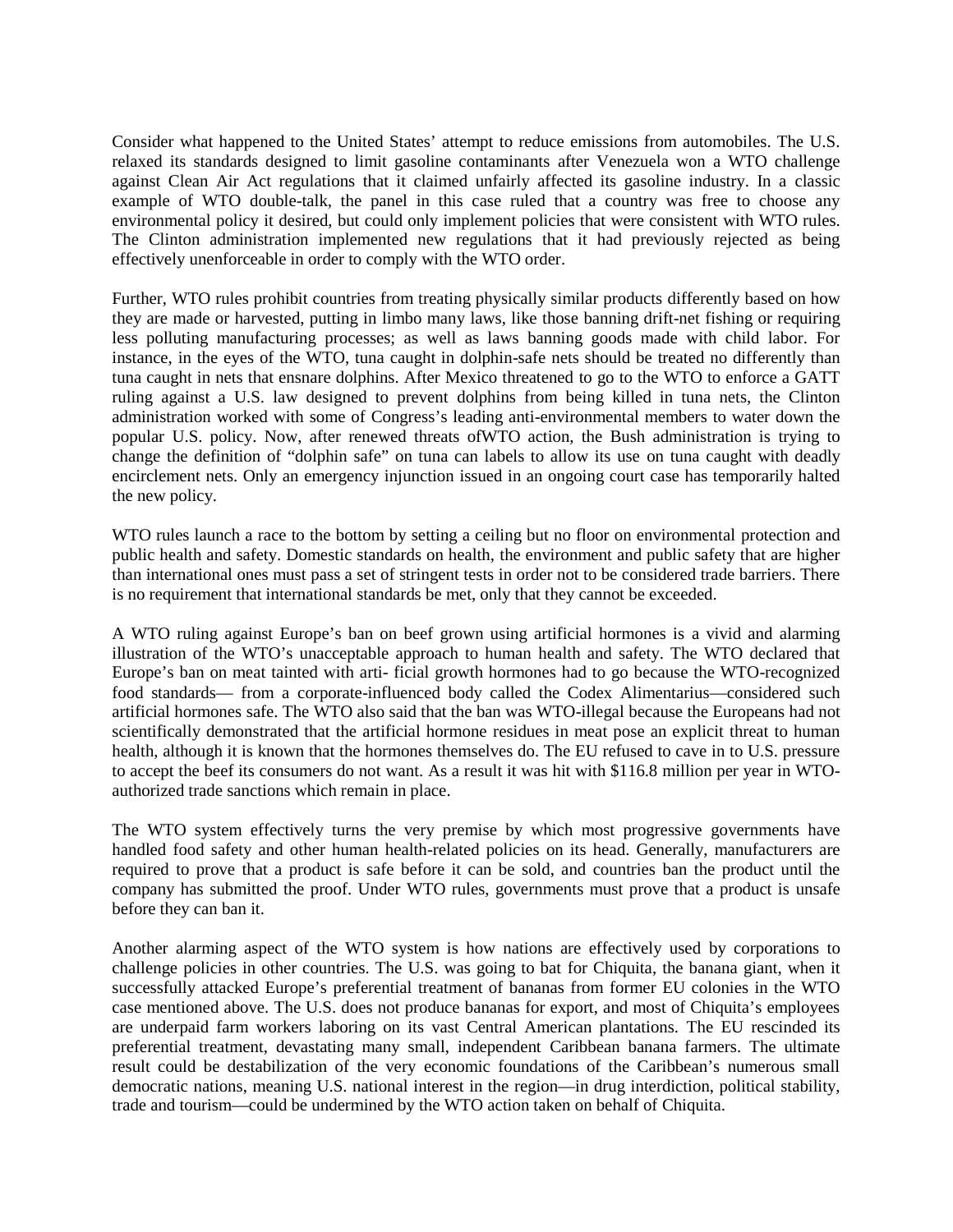Consider what happened to the United States' attempt to reduce emissions from automobiles. The U.S. relaxed its standards designed to limit gasoline contaminants after Venezuela won a WTO challenge against Clean Air Act regulations that it claimed unfairly affected its gasoline industry. In a classic example of WTO double-talk, the panel in this case ruled that a country was free to choose any environmental policy it desired, but could only implement policies that were consistent with WTO rules. The Clinton administration implemented new regulations that it had previously rejected as being effectively unenforceable in order to comply with the WTO order.

Further, WTO rules prohibit countries from treating physically similar products differently based on how they are made or harvested, putting in limbo many laws, like those banning drift-net fishing or requiring less polluting manufacturing processes; as well as laws banning goods made with child labor. For instance, in the eyes of the WTO, tuna caught in dolphin-safe nets should be treated no differently than tuna caught in nets that ensnare dolphins. After Mexico threatened to go to the WTO to enforce a GATT ruling against a U.S. law designed to prevent dolphins from being killed in tuna nets, the Clinton administration worked with some of Congress's leading anti-environmental members to water down the popular U.S. policy. Now, after renewed threats ofWTO action, the Bush administration is trying to change the definition of "dolphin safe" on tuna can labels to allow its use on tuna caught with deadly encirclement nets. Only an emergency injunction issued in an ongoing court case has temporarily halted the new policy.

WTO rules launch a race to the bottom by setting a ceiling but no floor on environmental protection and public health and safety. Domestic standards on health, the environment and public safety that are higher than international ones must pass a set of stringent tests in order not to be considered trade barriers. There is no requirement that international standards be met, only that they cannot be exceeded.

A WTO ruling against Europe's ban on beef grown using artificial hormones is a vivid and alarming illustration of the WTO's unacceptable approach to human health and safety. The WTO declared that Europe's ban on meat tainted with arti- ficial growth hormones had to go because the WTO-recognized food standards— from a corporate-influenced body called the Codex Alimentarius—considered such artificial hormones safe. The WTO also said that the ban was WTO-illegal because the Europeans had not scientifically demonstrated that the artificial hormone residues in meat pose an explicit threat to human health, although it is known that the hormones themselves do. The EU refused to cave in to U.S. pressure to accept the beef its consumers do not want. As a result it was hit with $116.8 million per year in WTO-authorized trade sanctions which remain in place.

The WTO system effectively turns the very premise by which most progressive governments have handled food safety and other human health-related policies on its head. Generally, manufacturers are required to prove that a product is safe before it can be sold, and countries ban the product until the company has submitted the proof. Under WTO rules, governments must prove that a product is unsafe before they can ban it.

Another alarming aspect of the WTO system is how nations are effectively used by corporations to challenge policies in other countries. The U.S. was going to bat for Chiquita, the banana giant, when it successfully attacked Europe's preferential treatment of bananas from former EU colonies in the WTO case mentioned above. The U.S. does not produce bananas for export, and most of Chiquita's employees are underpaid farm workers laboring on its vast Central American plantations. The EU rescinded its preferential treatment, devastating many small, independent Caribbean banana farmers. The ultimate result could be destabilization of the very economic foundations of the Caribbean's numerous small democratic nations, meaning U.S. national interest in the region—in drug interdiction, political stability, trade and tourism—could be undermined by the WTO action taken on behalf of Chiquita.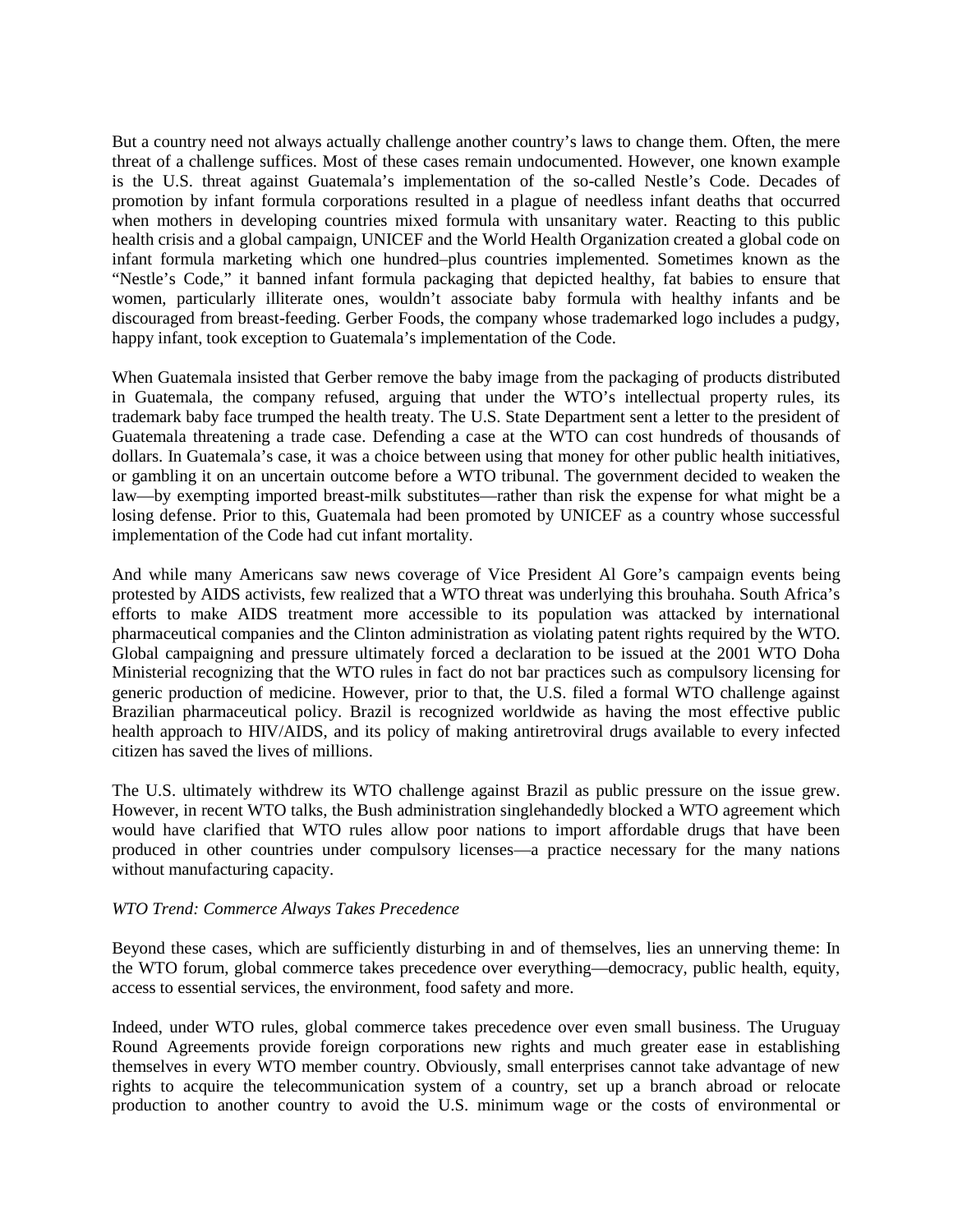But a country need not always actually challenge another country's laws to change them. Often, the mere threat of a challenge suffices. Most of these cases remain undocumented. However, one known example is the U.S. threat against Guatemala's implementation of the so-called Nestle's Code. Decades of promotion by infant formula corporations resulted in a plague of needless infant deaths that occurred when mothers in developing countries mixed formula with unsanitary water. Reacting to this public health crisis and a global campaign, UNICEF and the World Health Organization created a global code on infant formula marketing which one hundred–plus countries implemented. Sometimes known as the "Nestle's Code," it banned infant formula packaging that depicted healthy, fat babies to ensure that women, particularly illiterate ones, wouldn't associate baby formula with healthy infants and be discouraged from breast-feeding. Gerber Foods, the company whose trademarked logo includes a pudgy, happy infant, took exception to Guatemala's implementation of the Code.

When Guatemala insisted that Gerber remove the baby image from the packaging of products distributed in Guatemala, the company refused, arguing that under the WTO's intellectual property rules, its trademark baby face trumped the health treaty. The U.S. State Department sent a letter to the president of Guatemala threatening a trade case. Defending a case at the WTO can cost hundreds of thousands of dollars. In Guatemala's case, it was a choice between using that money for other public health initiatives, or gambling it on an uncertain outcome before a WTO tribunal. The government decided to weaken the law—by exempting imported breast-milk substitutes—rather than risk the expense for what might be a losing defense. Prior to this, Guatemala had been promoted by UNICEF as a country whose successful implementation of the Code had cut infant mortality.

And while many Americans saw news coverage of Vice President Al Gore's campaign events being protested by AIDS activists, few realized that a WTO threat was underlying this brouhaha. South Africa's efforts to make AIDS treatment more accessible to its population was attacked by international pharmaceutical companies and the Clinton administration as violating patent rights required by the WTO. Global campaigning and pressure ultimately forced a declaration to be issued at the 2001 WTO Doha Ministerial recognizing that the WTO rules in fact do not bar practices such as compulsory licensing for generic production of medicine. However, prior to that, the U.S. filed a formal WTO challenge against Brazilian pharmaceutical policy. Brazil is recognized worldwide as having the most effective public health approach to HIV/AIDS, and its policy of making antiretroviral drugs available to every infected citizen has saved the lives of millions.

The U.S. ultimately withdrew its WTO challenge against Brazil as public pressure on the issue grew. However, in recent WTO talks, the Bush administration singlehandedly blocked a WTO agreement which would have clarified that WTO rules allow poor nations to import affordable drugs that have been produced in other countries under compulsory licenses—a practice necessary for the many nations without manufacturing capacity.

*WTO Trend: Commerce Always Takes Precedence*

Beyond these cases, which are sufficiently disturbing in and of themselves, lies an unnerving theme: In the WTO forum, global commerce takes precedence over everything—democracy, public health, equity, access to essential services, the environment, food safety and more.

Indeed, under WTO rules, global commerce takes precedence over even small business. The Uruguay Round Agreements provide foreign corporations new rights and much greater ease in establishing themselves in every WTO member country. Obviously, small enterprises cannot take advantage of new rights to acquire the telecommunication system of a country, set up a branch abroad or relocate production to another country to avoid the U.S. minimum wage or the costs of environmental or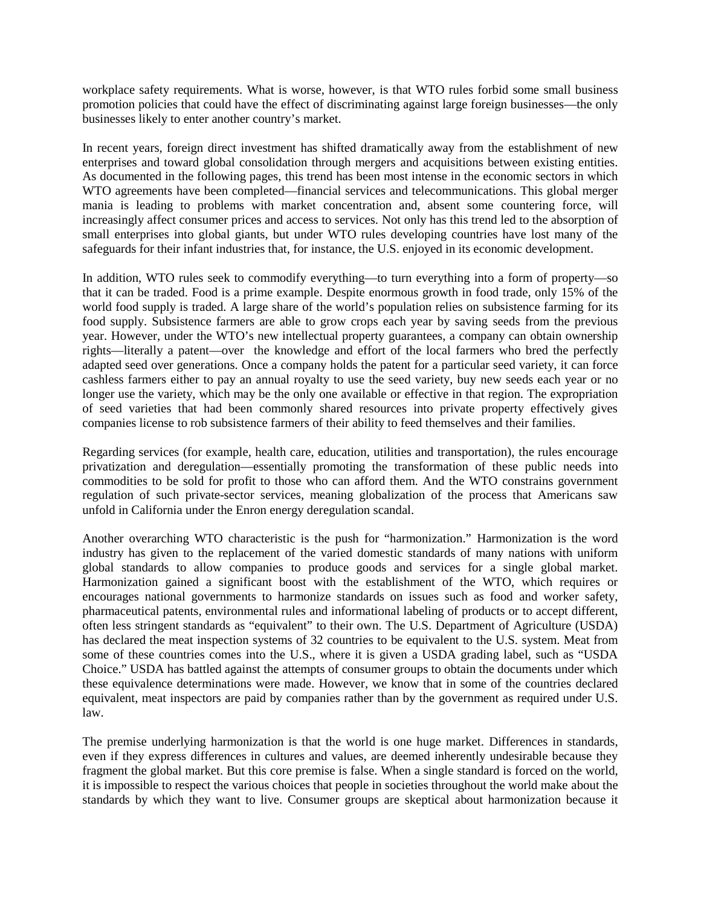workplace safety requirements. What is worse, however, is that WTO rules forbid some small business promotion policies that could have the effect of discriminating against large foreign businesses—the only businesses likely to enter another country's market.

In recent years, foreign direct investment has shifted dramatically away from the establishment of new enterprises and toward global consolidation through mergers and acquisitions between existing entities. As documented in the following pages, this trend has been most intense in the economic sectors in which WTO agreements have been completed—financial services and telecommunications. This global merger mania is leading to problems with market concentration and, absent some countering force, will increasingly affect consumer prices and access to services. Not only has this trend led to the absorption of small enterprises into global giants, but under WTO rules developing countries have lost many of the safeguards for their infant industries that, for instance, the U.S. enjoyed in its economic development.

In addition, WTO rules seek to commodify everything—to turn everything into a form of property—so that it can be traded. Food is a prime example. Despite enormous growth in food trade, only 15% of the world food supply is traded. A large share of the world's population relies on subsistence farming for its food supply. Subsistence farmers are able to grow crops each year by saving seeds from the previous year. However, under the WTO's new intellectual property guarantees, a company can obtain ownership rights—literally a patent—over the knowledge and effort of the local farmers who bred the perfectly adapted seed over generations. Once a company holds the patent for a particular seed variety, it can force cashless farmers either to pay an annual royalty to use the seed variety, buy new seeds each year or no longer use the variety, which may be the only one available or effective in that region. The expropriation of seed varieties that had been commonly shared resources into private property effectively gives companies license to rob subsistence farmers of their ability to feed themselves and their families.

Regarding services (for example, health care, education, utilities and transportation), the rules encourage privatization and deregulation—essentially promoting the transformation of these public needs into commodities to be sold for profit to those who can afford them. And the WTO constrains government regulation of such private-sector services, meaning globalization of the process that Americans saw unfold in California under the Enron energy deregulation scandal.

Another overarching WTO characteristic is the push for "harmonization." Harmonization is the word industry has given to the replacement of the varied domestic standards of many nations with uniform global standards to allow companies to produce goods and services for a single global market. Harmonization gained a significant boost with the establishment of the WTO, which requires or encourages national governments to harmonize standards on issues such as food and worker safety, pharmaceutical patents, environmental rules and informational labeling of products or to accept different, often less stringent standards as "equivalent" to their own. The U.S. Department of Agriculture (USDA) has declared the meat inspection systems of 32 countries to be equivalent to the U.S. system. Meat from some of these countries comes into the U.S., where it is given a USDA grading label, such as "USDA Choice." USDA has battled against the attempts of consumer groups to obtain the documents under which these equivalence determinations were made. However, we know that in some of the countries declared equivalent, meat inspectors are paid by companies rather than by the government as required under U.S. law.

The premise underlying harmonization is that the world is one huge market. Differences in standards, even if they express differences in cultures and values, are deemed inherently undesirable because they fragment the global market. But this core premise is false. When a single standard is forced on the world, it is impossible to respect the various choices that people in societies throughout the world make about the standards by which they want to live. Consumer groups are skeptical about harmonization because it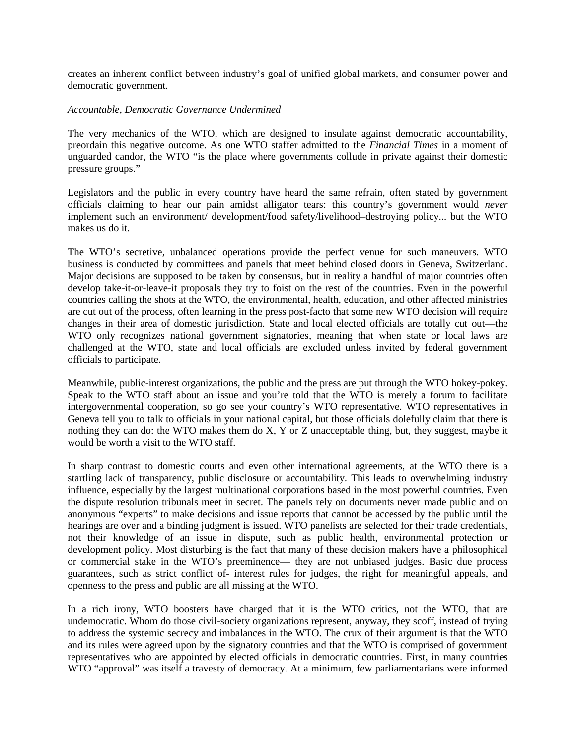creates an inherent conflict between industry's goal of unified global markets, and consumer power and democratic government.

*Accountable, Democratic Governance Undermined*

The very mechanics of the WTO, which are designed to insulate against democratic accountability, preordain this negative outcome. As one WTO staffer admitted to the *Financial Times* in a moment of unguarded candor, the WTO "is the place where governments collude in private against their domestic pressure groups."

Legislators and the public in every country have heard the same refrain, often stated by government officials claiming to hear our pain amidst alligator tears: this country's government would *never* implement such an environment/ development/food safety/livelihood–destroying policy... but the WTO makes us do it.

The WTO's secretive, unbalanced operations provide the perfect venue for such maneuvers. WTO business is conducted by committees and panels that meet behind closed doors in Geneva, Switzerland. Major decisions are supposed to be taken by consensus, but in reality a handful of major countries often develop take-it-or-leave-it proposals they try to foist on the rest of the countries. Even in the powerful countries calling the shots at the WTO, the environmental, health, education, and other affected ministries are cut out of the process, often learning in the press post-facto that some new WTO decision will require changes in their area of domestic jurisdiction. State and local elected officials are totally cut out—the WTO only recognizes national government signatories, meaning that when state or local laws are challenged at the WTO, state and local officials are excluded unless invited by federal government officials to participate.

Meanwhile, public-interest organizations, the public and the press are put through the WTO hokey-pokey. Speak to the WTO staff about an issue and you're told that the WTO is merely a forum to facilitate intergovernmental cooperation, so go see your country's WTO representative. WTO representatives in Geneva tell you to talk to officials in your national capital, but those officials dolefully claim that there is nothing they can do: the WTO makes them do X, Y or Z unacceptable thing, but, they suggest, maybe it would be worth a visit to the WTO staff.

In sharp contrast to domestic courts and even other international agreements, at the WTO there is a startling lack of transparency, public disclosure or accountability. This leads to overwhelming industry influence, especially by the largest multinational corporations based in the most powerful countries. Even the dispute resolution tribunals meet in secret. The panels rely on documents never made public and on anonymous "experts" to make decisions and issue reports that cannot be accessed by the public until the hearings are over and a binding judgment is issued. WTO panelists are selected for their trade credentials, not their knowledge of an issue in dispute, such as public health, environmental protection or development policy. Most disturbing is the fact that many of these decision makers have a philosophical or commercial stake in the WTO's preeminence— they are not unbiased judges. Basic due process guarantees, such as strict conflict of- interest rules for judges, the right for meaningful appeals, and openness to the press and public are all missing at the WTO.

In a rich irony, WTO boosters have charged that it is the WTO critics, not the WTO, that are undemocratic. Whom do those civil-society organizations represent, anyway, they scoff, instead of trying to address the systemic secrecy and imbalances in the WTO. The crux of their argument is that the WTO and its rules were agreed upon by the signatory countries and that the WTO is comprised of government representatives who are appointed by elected officials in democratic countries. First, in many countries WTO "approval" was itself a travesty of democracy. At a minimum, few parliamentarians were informed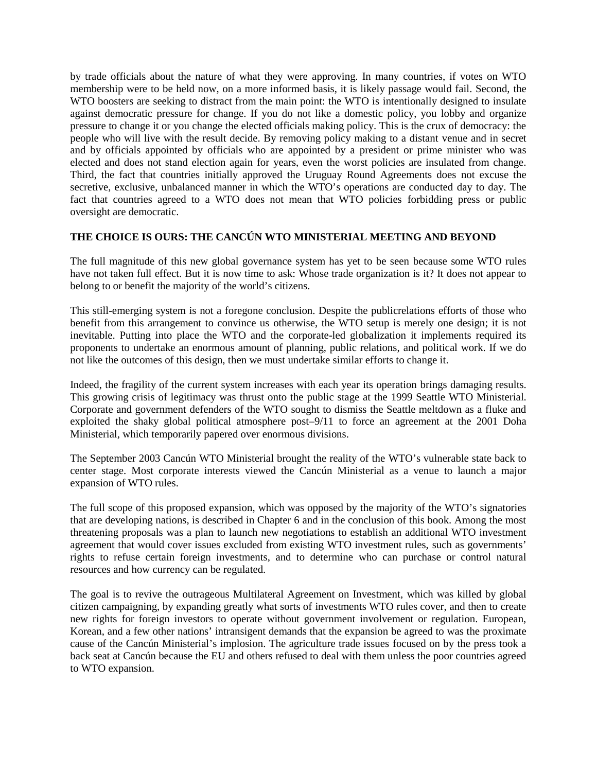by trade officials about the nature of what they were approving. In many countries, if votes on WTO membership were to be held now, on a more informed basis, it is likely passage would fail. Second, the WTO boosters are seeking to distract from the main point: the WTO is intentionally designed to insulate against democratic pressure for change. If you do not like a domestic policy, you lobby and organize pressure to change it or you change the elected officials making policy. This is the crux of democracy: the people who will live with the result decide. By removing policy making to a distant venue and in secret and by officials appointed by officials who are appointed by a president or prime minister who was elected and does not stand election again for years, even the worst policies are insulated from change. Third, the fact that countries initially approved the Uruguay Round Agreements does not excuse the secretive, exclusive, unbalanced manner in which the WTO's operations are conducted day to day. The fact that countries agreed to a WTO does not mean that WTO policies forbidding press or public oversight are democratic.

## THE CHOICE IS OURS: THE CANCÚN WTO MINISTERIAL MEETING AND BEYOND

The full magnitude of this new global governance system has yet to be seen because some WTO rules have not taken full effect. But it is now time to ask: Whose trade organization is it? It does not appear to belong to or benefit the majority of the world's citizens.

This still-emerging system is not a foregone conclusion. Despite the publicrelations efforts of those who benefit from this arrangement to convince us otherwise, the WTO setup is merely one design; it is not inevitable. Putting into place the WTO and the corporate-led globalization it implements required its proponents to undertake an enormous amount of planning, public relations, and political work. If we do not like the outcomes of this design, then we must undertake similar efforts to change it.

Indeed, the fragility of the current system increases with each year its operation brings damaging results. This growing crisis of legitimacy was thrust onto the public stage at the 1999 Seattle WTO Ministerial. Corporate and government defenders of the WTO sought to dismiss the Seattle meltdown as a fluke and exploited the shaky global political atmosphere post–9/11 to force an agreement at the 2001 Doha Ministerial, which temporarily papered over enormous divisions.

The September 2003 Cancún WTO Ministerial brought the reality of the WTO's vulnerable state back to center stage. Most corporate interests viewed the Cancún Ministerial as a venue to launch a major expansion of WTO rules.

The full scope of this proposed expansion, which was opposed by the majority of the WTO's signatories that are developing nations, is described in Chapter 6 and in the conclusion of this book. Among the most threatening proposals was a plan to launch new negotiations to establish an additional WTO investment agreement that would cover issues excluded from existing WTO investment rules, such as governments' rights to refuse certain foreign investments, and to determine who can purchase or control natural resources and how currency can be regulated.

The goal is to revive the outrageous Multilateral Agreement on Investment, which was killed by global citizen campaigning, by expanding greatly what sorts of investments WTO rules cover, and then to create new rights for foreign investors to operate without government involvement or regulation. European, Korean, and a few other nations' intransigent demands that the expansion be agreed to was the proximate cause of the Cancún Ministerial's implosion. The agriculture trade issues focused on by the press took a back seat at Cancún because the EU and others refused to deal with them unless the poor countries agreed to WTO expansion.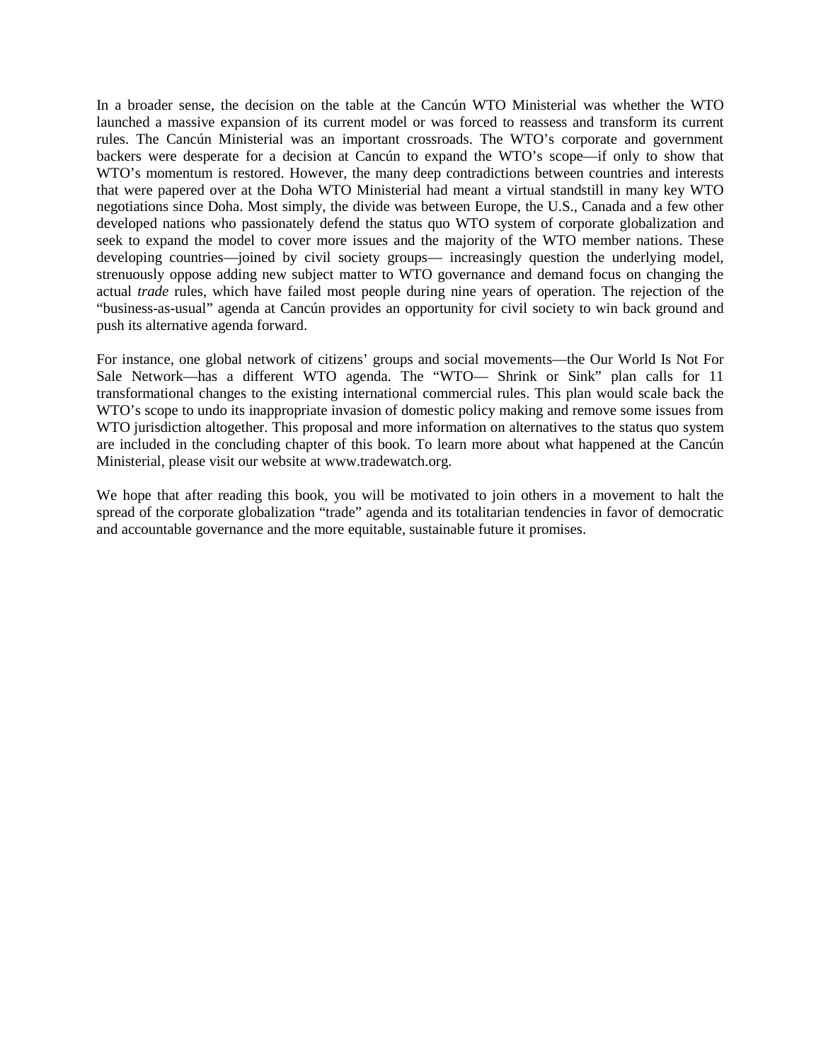In a broader sense, the decision on the table at the Cancún WTO Ministerial was whether the WTO launched a massive expansion of its current model or was forced to reassess and transform its current rules. The Cancún Ministerial was an important crossroads. The WTO's corporate and government backers were desperate for a decision at Cancún to expand the WTO's scope—if only to show that WTO's momentum is restored. However, the many deep contradictions between countries and interests that were papered over at the Doha WTO Ministerial had meant a virtual standstill in many key WTO negotiations since Doha. Most simply, the divide was between Europe, the U.S., Canada and a few other developed nations who passionately defend the status quo WTO system of corporate globalization and seek to expand the model to cover more issues and the majority of the WTO member nations. These developing countries—joined by civil society groups— increasingly question the underlying model, strenuously oppose adding new subject matter to WTO governance and demand focus on changing the actual *trade* rules, which have failed most people during nine years of operation. The rejection of the "business-as-usual" agenda at Cancún provides an opportunity for civil society to win back ground and push its alternative agenda forward.

For instance, one global network of citizens' groups and social movements—the Our World Is Not For Sale Network—has a different WTO agenda. The "WTO— Shrink or Sink" plan calls for 11 transformational changes to the existing international commercial rules. This plan would scale back the WTO's scope to undo its inappropriate invasion of domestic policy making and remove some issues from WTO jurisdiction altogether. This proposal and more information on alternatives to the status quo system are included in the concluding chapter of this book. To learn more about what happened at the Cancún Ministerial, please visit our website at www.tradewatch.org.

We hope that after reading this book, you will be motivated to join others in a movement to halt the spread of the corporate globalization "trade" agenda and its totalitarian tendencies in favor of democratic and accountable governance and the more equitable, sustainable future it promises.